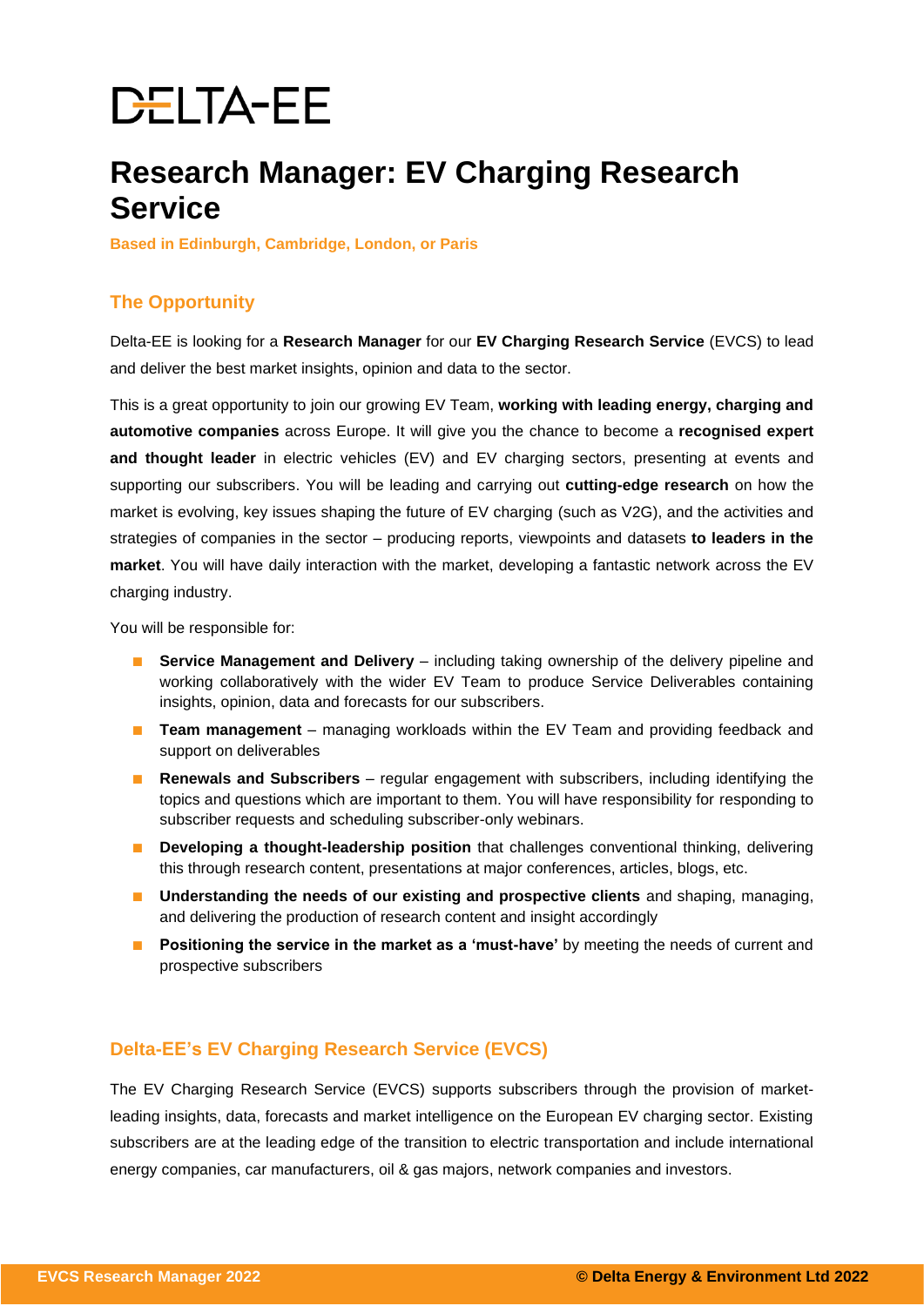DELTA-EE

# Research Manager: EV Charging Research Service

**Based in Edinburgh, Cambridge, London, or Paris**

## The Opportunity

Delta-EE is looking for a **Research Manager** for our **EV Charging Research Service** (EVCS) to lead and deliver the best market insights, opinion and data to the sector.

This is a great opportunity to join our growing EV Team, **working with leading energy, charging and automotive companies** across Europe. It will give you the chance to become a **recognised expert and thought leader** in electric vehicles (EV) and EV charging sectors, presenting at events and supporting our subscribers. You will be leading and carrying out **cutting-edge research** on how the market is evolving, key issues shaping the future of EV charging (such as V2G), and the activities and strategies of companies in the sector – producing reports, viewpoints and datasets **to leaders in the market**. You will have daily interaction with the market, developing a fantastic network across the EV charging industry.

You will be responsible for:

- **Service Management and Delivery** – including taking ownership of the delivery pipeline and working collaboratively with the wider EV Team to produce Service Deliverables containing insights, opinion, data and forecasts for our subscribers.
- **Team management** – managing workloads within the EV Team and providing feedback and support on deliverables
- **Renewals and Subscribers** – regular engagement with subscribers, including identifying the topics and questions which are important to them. You will have responsibility for responding to subscriber requests and scheduling subscriber-only webinars.
- **Developing a thought-leadership position** that challenges conventional thinking, delivering this through research content, presentations at major conferences, articles, blogs, etc.
- **Understanding the needs of our existing and prospective clients** and shaping, managing, and delivering the production of research content and insight accordingly
- **Positioning the service in the market as a 'must-have'** by meeting the needs of current and prospective subscribers

## Delta-EE's EV Charging Research Service (EVCS)

The EV Charging Research Service (EVCS) supports subscribers through the provision of market-leading insights, data, forecasts and market intelligence on the European EV charging sector. Existing subscribers are at the leading edge of the transition to electric transportation and include international energy companies, car manufacturers, oil & gas majors, network companies and investors.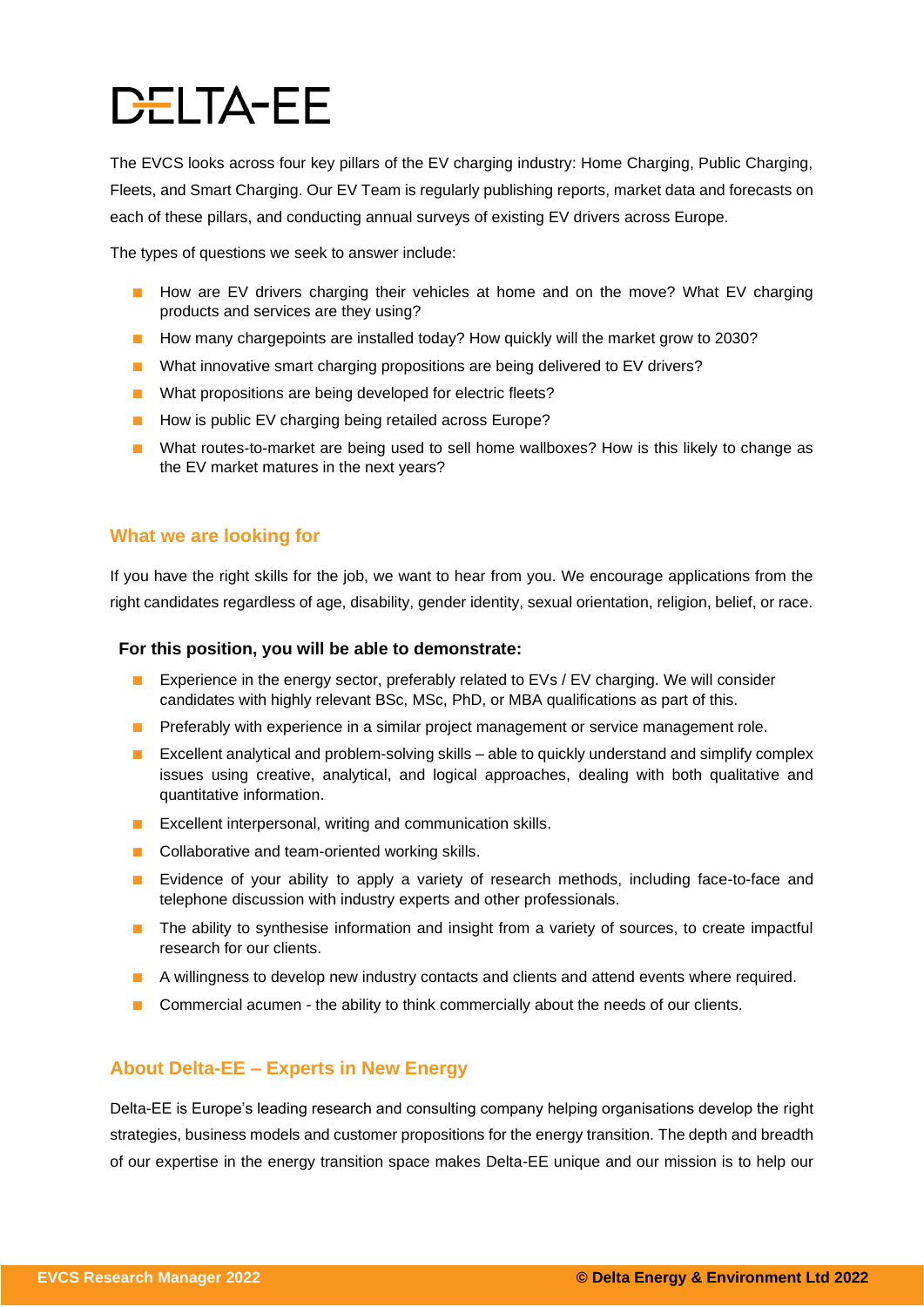The EVCS looks across four key pillars of the EV charging industry: Home Charging, Public Charging, Fleets, and Smart Charging. Our EV Team is regularly publishing reports, market data and forecasts on each of these pillars, and conducting annual surveys of existing EV drivers across Europe.

The types of questions we seek to answer include:

- How are EV drivers charging their vehicles at home and on the move? What EV charging products and services are they using?
- How many chargepoints are installed today? How quickly will the market grow to 2030?
- What innovative smart charging propositions are being delivered to EV drivers?
- What propositions are being developed for electric fleets?
- How is public EV charging being retailed across Europe?
- What routes-to-market are being used to sell home wallboxes? How is this likely to change as the EV market matures in the next years?

## What we are looking for

If you have the right skills for the job, we want to hear from you. We encourage applications from the right candidates regardless of age, disability, gender identity, sexual orientation, religion, belief, or race.

**For this position, you will be able to demonstrate:**

- Experience in the energy sector, preferably related to EVs / EV charging. We will consider candidates with highly relevant BSc, MSc, PhD, or MBA qualifications as part of this.
- Preferably with experience in a similar project management or service management role.
- Excellent analytical and problem-solving skills – able to quickly understand and simplify complex issues using creative, analytical, and logical approaches, dealing with both qualitative and quantitative information.
- Excellent interpersonal, writing and communication skills.
- Collaborative and team-oriented working skills.
- Evidence of your ability to apply a variety of research methods, including face-to-face and telephone discussion with industry experts and other professionals.
- The ability to synthesise information and insight from a variety of sources, to create impactful research for our clients.
- A willingness to develop new industry contacts and clients and attend events where required.
- Commercial acumen - the ability to think commercially about the needs of our clients.

## About Delta-EE – Experts in New Energy

Delta-EE is Europe's leading research and consulting company helping organisations develop the right strategies, business models and customer propositions for the energy transition. The depth and breadth of our expertise in the energy transition space makes Delta-EE unique and our mission is to help our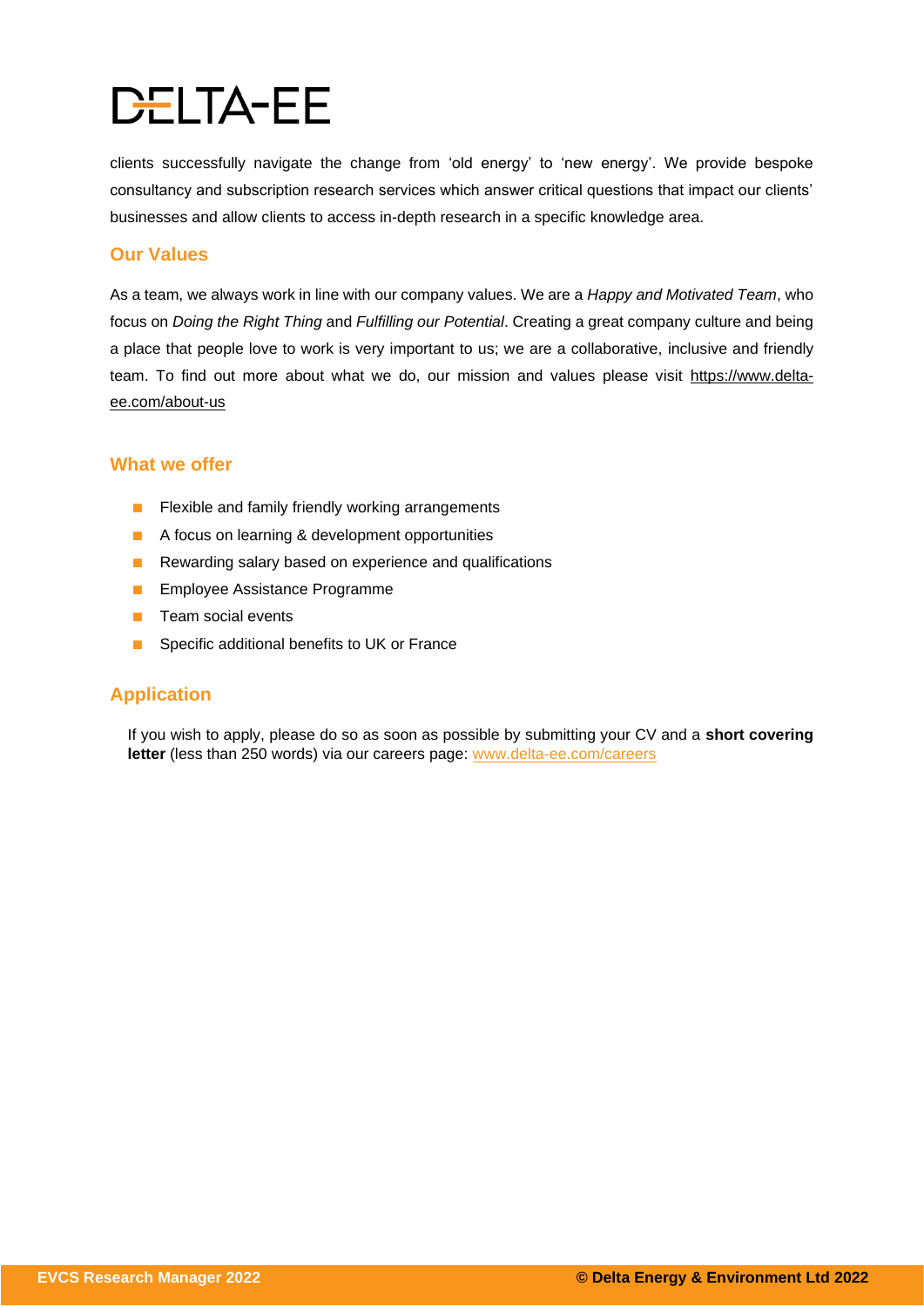clients successfully navigate the change from 'old energy' to 'new energy'. We provide bespoke consultancy and subscription research services which answer critical questions that impact our clients' businesses and allow clients to access in-depth research in a specific knowledge area.

## Our Values

As a team, we always work in line with our company values. We are a *Happy and Motivated Team*, who focus on *Doing the Right Thing* and *Fulfilling our Potential*. Creating a great company culture and being a place that people love to work is very important to us; we are a collaborative, inclusive and friendly team. To find out more about what we do, our mission and values please visit https://www.delta-ee.com/about-us

## What we offer

- Flexible and family friendly working arrangements
- A focus on learning & development opportunities
- Rewarding salary based on experience and qualifications
- Employee Assistance Programme
- Team social events
- Specific additional benefits to UK or France

## Application

If you wish to apply, please do so as soon as possible by submitting your CV and a **short covering letter** (less than 250 words) via our careers page: www.delta-ee.com/careers